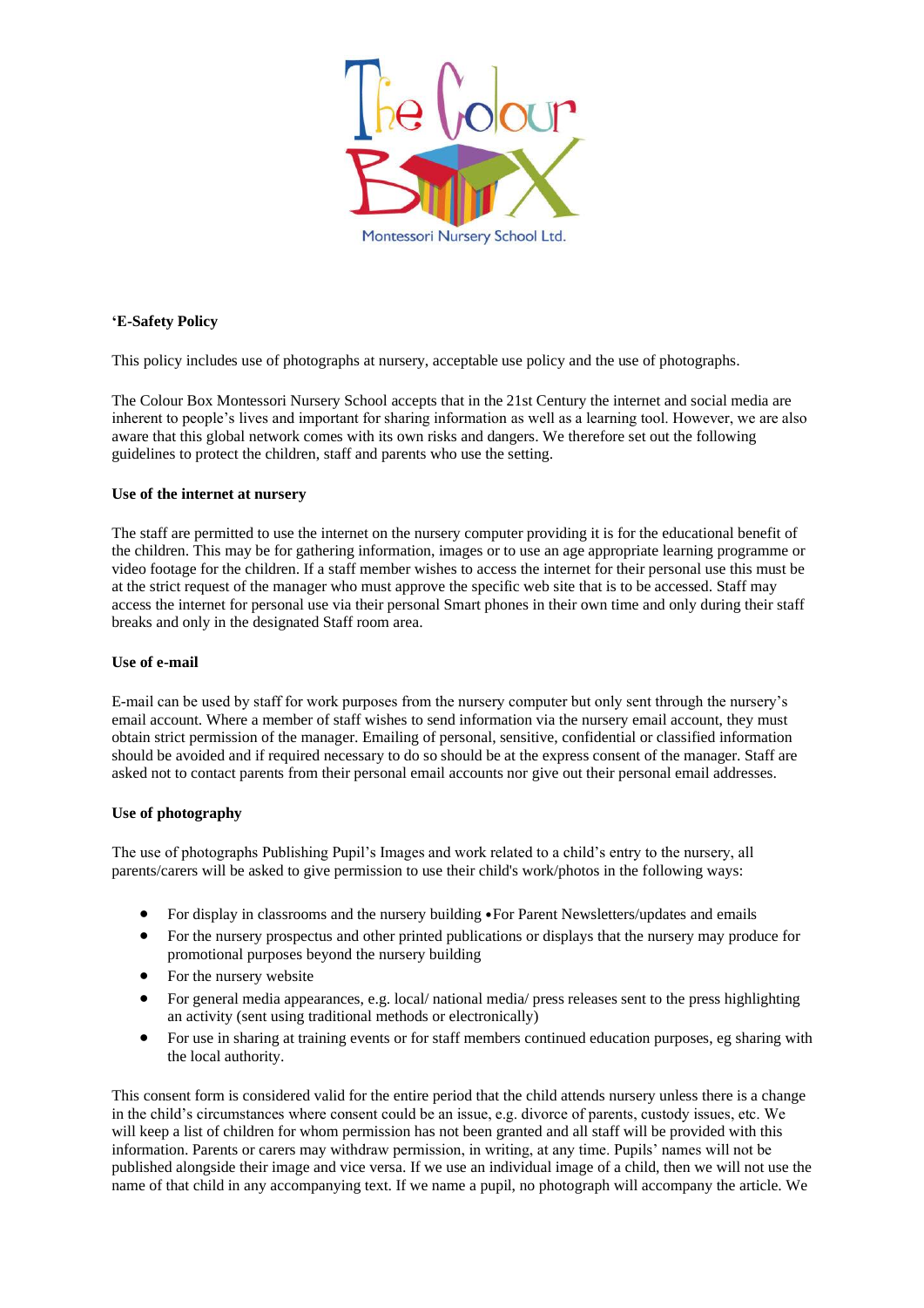**'E-Safety Policy**

This policy includes use of photographs at nursery, acceptable use policy and the use of photographs.

The Colour Box Montessori Nursery School accepts that in the 21st Century the internet and social media are inherent to people's lives and important for sharing information as well as a learning tool. However, we are also aware that this global network comes with its own risks and dangers. We therefore set out the following guidelines to protect the children, staff and parents who use the setting.

**Use of the internet at nursery**

The staff are permitted to use the internet on the nursery computer providing it is for the educational benefit of the children. This may be for gathering information, images or to use an age appropriate learning programme or video footage for the children. If a staff member wishes to access the internet for their personal use this must be at the strict request of the manager who must approve the specific web site that is to be accessed. Staff may access the internet for personal use via their personal Smart phones in their own time and only during their staff breaks and only in the designated Staff room area.

**Use of e-mail**

E-mail can be used by staff for work purposes from the nursery computer but only sent through the nursery's email account. Where a member of staff wishes to send information via the nursery email account, they must obtain strict permission of the manager. Emailing of personal, sensitive, confidential or classified information should be avoided and if required necessary to do so should be at the express consent of the manager. Staff are asked not to contact parents from their personal email accounts nor give out their personal email addresses.

**Use of photography**

The use of photographs Publishing Pupil's Images and work related to a child's entry to the nursery, all parents/carers will be asked to give permission to use their child's work/photos in the following ways:

- For display in classrooms and the nursery building • For Parent Newsletters/updates and emails
- For the nursery prospectus and other printed publications or displays that the nursery may produce for promotional purposes beyond the nursery building
- For the nursery website
- For general media appearances, e.g. local/ national media/ press releases sent to the press highlighting an activity (sent using traditional methods or electronically)
- For use in sharing at training events or for staff members continued education purposes, eg sharing with the local authority.

This consent form is considered valid for the entire period that the child attends nursery unless there is a change in the child's circumstances where consent could be an issue, e.g. divorce of parents, custody issues, etc. We will keep a list of children for whom permission has not been granted and all staff will be provided with this information. Parents or carers may withdraw permission, in writing, at any time. Pupils' names will not be published alongside their image and vice versa. If we use an individual image of a child, then we will not use the name of that child in any accompanying text. If we name a pupil, no photograph will accompany the article. We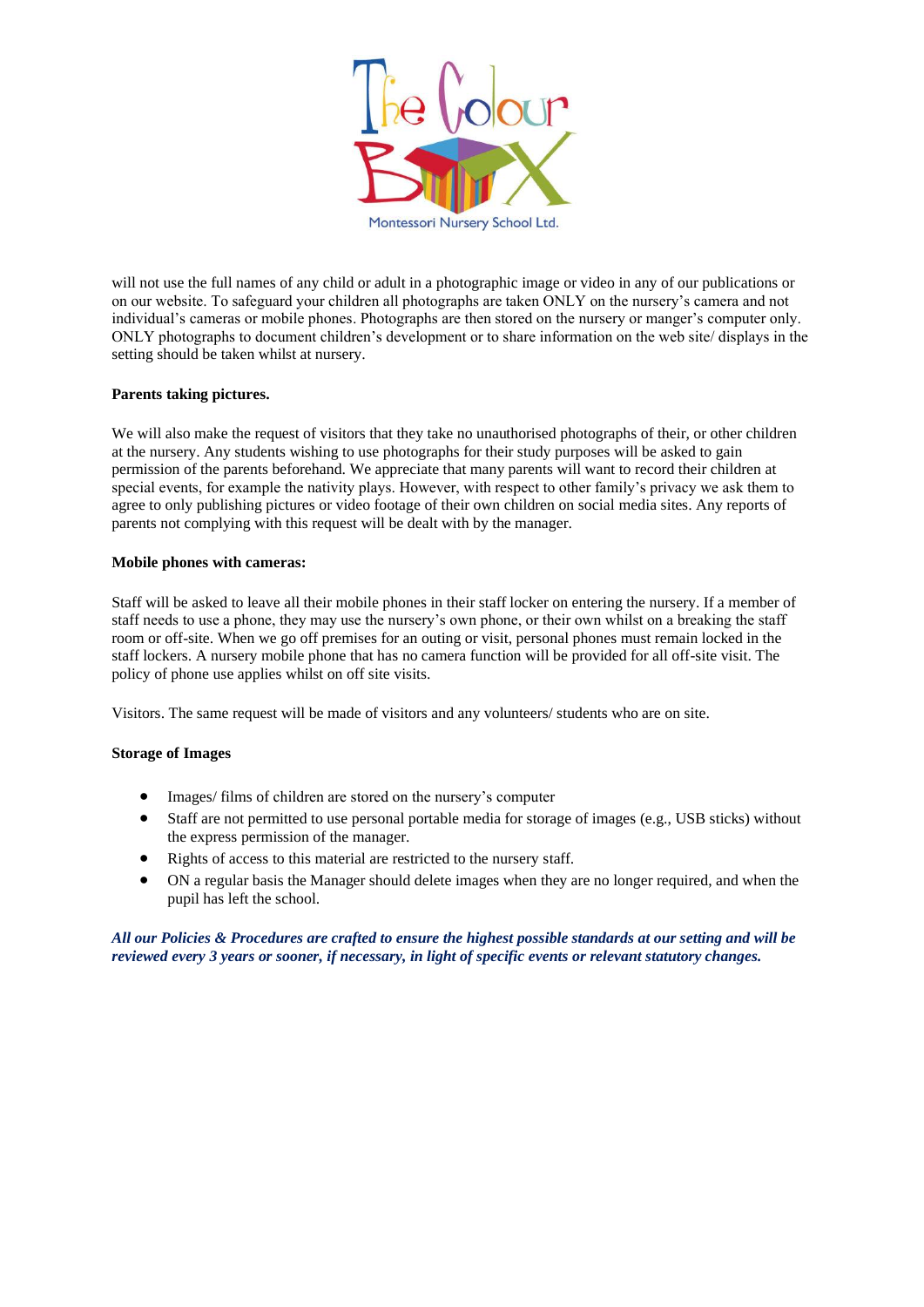will not use the full names of any child or adult in a photographic image or video in any of our publications or on our website. To safeguard your children all photographs are taken ONLY on the nursery's camera and not individual's cameras or mobile phones. Photographs are then stored on the nursery or manger's computer only. ONLY photographs to document children's development or to share information on the web site/ displays in the setting should be taken whilst at nursery.

**Parents taking pictures.**

We will also make the request of visitors that they take no unauthorised photographs of their, or other children at the nursery. Any students wishing to use photographs for their study purposes will be asked to gain permission of the parents beforehand. We appreciate that many parents will want to record their children at special events, for example the nativity plays. However, with respect to other family's privacy we ask them to agree to only publishing pictures or video footage of their own children on social media sites. Any reports of parents not complying with this request will be dealt with by the manager.

**Mobile phones with cameras:**

Staff will be asked to leave all their mobile phones in their staff locker on entering the nursery. If a member of staff needs to use a phone, they may use the nursery's own phone, or their own whilst on a breaking the staff room or off-site. When we go off premises for an outing or visit, personal phones must remain locked in the staff lockers. A nursery mobile phone that has no camera function will be provided for all off-site visit. The policy of phone use applies whilst on off site visits.

Visitors. The same request will be made of visitors and any volunteers/ students who are on site.

**Storage of Images**

- Images/ films of children are stored on the nursery's computer
- Staff are not permitted to use personal portable media for storage of images (e.g., USB sticks) without the express permission of the manager.
- Rights of access to this material are restricted to the nursery staff.
- ON a regular basis the Manager should delete images when they are no longer required, and when the pupil has left the school.

***All our Policies & Procedures are crafted to ensure the highest possible standards at our setting and will be reviewed every 3 years or sooner, if necessary, in light of specific events or relevant statutory changes.***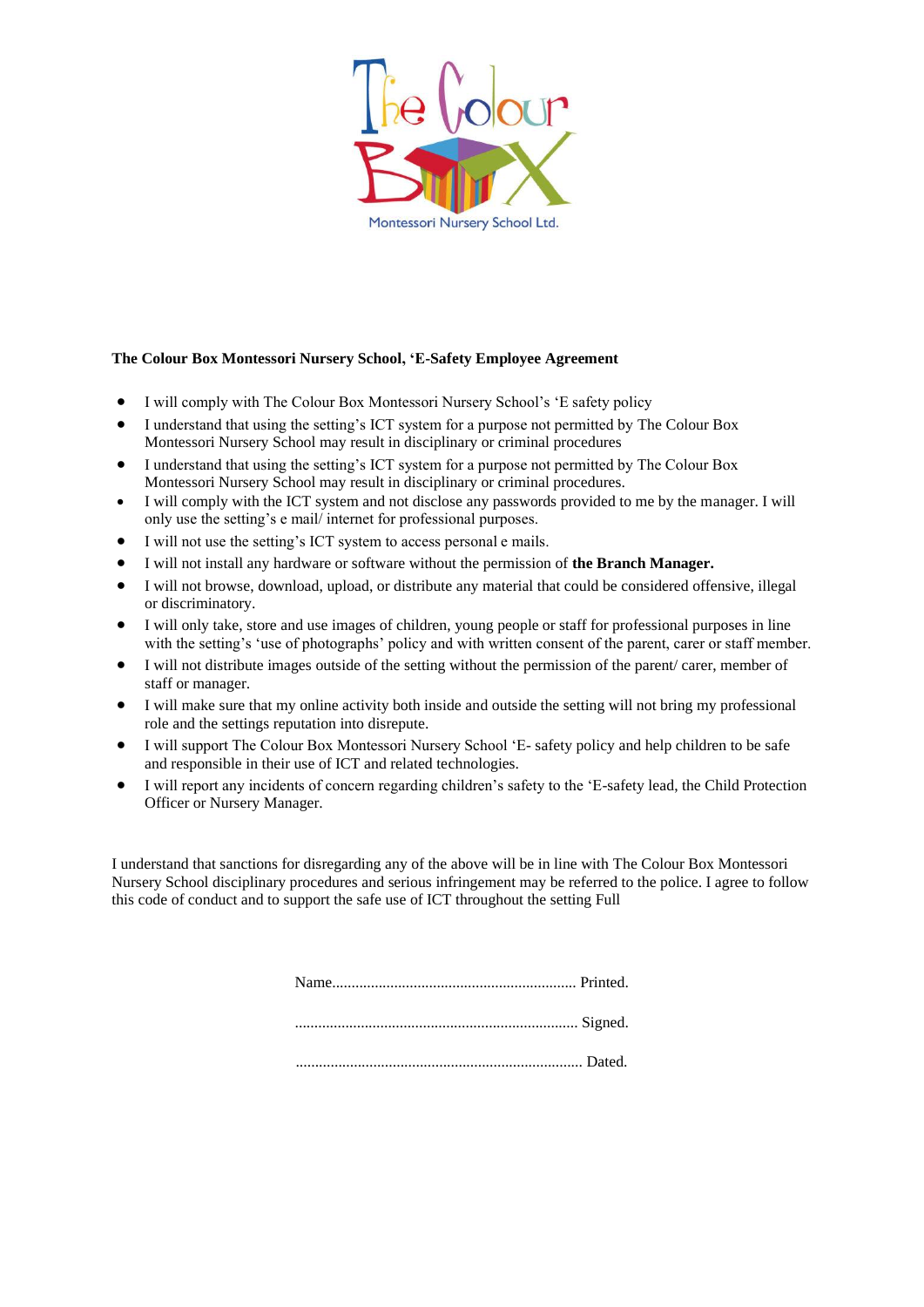**The Colour Box Montessori Nursery School, 'E-Safety Employee Agreement**

- I will comply with The Colour Box Montessori Nursery School's 'E safety policy
- I understand that using the setting's ICT system for a purpose not permitted by The Colour Box Montessori Nursery School may result in disciplinary or criminal procedures
- I understand that using the setting's ICT system for a purpose not permitted by The Colour Box Montessori Nursery School may result in disciplinary or criminal procedures.
- I will comply with the ICT system and not disclose any passwords provided to me by the manager. I will only use the setting's e mail/ internet for professional purposes.
- I will not use the setting's ICT system to access personal e mails.
- I will not install any hardware or software without the permission of **the Branch Manager.**
- I will not browse, download, upload, or distribute any material that could be considered offensive, illegal or discriminatory.
- I will only take, store and use images of children, young people or staff for professional purposes in line with the setting's 'use of photographs' policy and with written consent of the parent, carer or staff member.
- I will not distribute images outside of the setting without the permission of the parent/ carer, member of staff or manager.
- I will make sure that my online activity both inside and outside the setting will not bring my professional role and the settings reputation into disrepute.
- I will support The Colour Box Montessori Nursery School 'E- safety policy and help children to be safe and responsible in their use of ICT and related technologies.
- I will report any incidents of concern regarding children's safety to the 'E-safety lead, the Child Protection Officer or Nursery Manager.

I understand that sanctions for disregarding any of the above will be in line with The Colour Box Montessori Nursery School disciplinary procedures and serious infringement may be referred to the police. I agree to follow this code of conduct and to support the safe use of ICT throughout the setting Full

Name............................................................... Printed.

......................................................................... Signed.

.......................................................................... Dated.